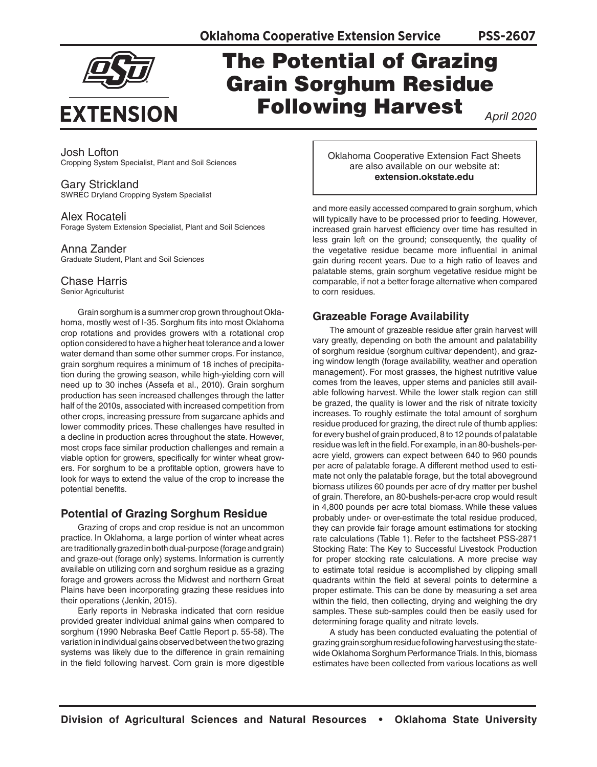Oklahoma Cooperative Extension Service PSS-2607

# The Potential of Grazing Grain Sorghum Residue Following Harvest

*April 2020*

Josh Lofton
Cropping System Specialist, Plant and Soil Sciences

Gary Strickland
SWREC Dryland Cropping System Specialist

Alex Rocateli
Forage System Extension Specialist, Plant and Soil Sciences

Anna Zander
Graduate Student, Plant and Soil Sciences

Chase Harris
Senior Agriculturist

Oklahoma Cooperative Extension Fact Sheets are also available on our website at: **extension.okstate.edu**

Grain sorghum is a summer crop grown throughout Oklahoma, mostly west of I-35. Sorghum fits into most Oklahoma crop rotations and provides growers with a rotational crop option considered to have a higher heat tolerance and a lower water demand than some other summer crops. For instance, grain sorghum requires a minimum of 18 inches of precipitation during the growing season, while high-yielding corn will need up to 30 inches (Assefa et al., 2010). Grain sorghum production has seen increased challenges through the latter half of the 2010s, associated with increased competition from other crops, increasing pressure from sugarcane aphids and lower commodity prices. These challenges have resulted in a decline in production acres throughout the state. However, most crops face similar production challenges and remain a viable option for growers, specifically for winter wheat growers. For sorghum to be a profitable option, growers have to look for ways to extend the value of the crop to increase the potential benefits.

## Potential of Grazing Sorghum Residue

Grazing of crops and crop residue is not an uncommon practice. In Oklahoma, a large portion of winter wheat acres are traditionally grazed in both dual-purpose (forage and grain) and graze-out (forage only) systems. Information is currently available on utilizing corn and sorghum residue as a grazing forage and growers across the Midwest and northern Great Plains have been incorporating grazing these residues into their operations (Jenkin, 2015).

Early reports in Nebraska indicated that corn residue provided greater individual animal gains when compared to sorghum (1990 Nebraska Beef Cattle Report p. 55-58). The variation in individual gains observed between the two grazing systems was likely due to the difference in grain remaining in the field following harvest. Corn grain is more digestible and more easily accessed compared to grain sorghum, which will typically have to be processed prior to feeding. However, increased grain harvest efficiency over time has resulted in less grain left on the ground; consequently, the quality of the vegetative residue became more influential in animal gain during recent years. Due to a high ratio of leaves and palatable stems, grain sorghum vegetative residue might be comparable, if not a better forage alternative when compared to corn residues.

## Grazeable Forage Availability

The amount of grazeable residue after grain harvest will vary greatly, depending on both the amount and palatability of sorghum residue (sorghum cultivar dependent), and grazing window length (forage availability, weather and operation management). For most grasses, the highest nutritive value comes from the leaves, upper stems and panicles still available following harvest. While the lower stalk region can still be grazed, the quality is lower and the risk of nitrate toxicity increases. To roughly estimate the total amount of sorghum residue produced for grazing, the direct rule of thumb applies: for every bushel of grain produced, 8 to 12 pounds of palatable residue was left in the field. For example, in an 80-bushels-per-acre yield, growers can expect between 640 to 960 pounds per acre of palatable forage. A different method used to estimate not only the palatable forage, but the total aboveground biomass utilizes 60 pounds per acre of dry matter per bushel of grain. Therefore, an 80-bushels-per-acre crop would result in 4,800 pounds per acre total biomass. While these values probably under- or over-estimate the total residue produced, they can provide fair forage amount estimations for stocking rate calculations (Table 1). Refer to the factsheet PSS-2871 Stocking Rate: The Key to Successful Livestock Production for proper stocking rate calculations. A more precise way to estimate total residue is accomplished by clipping small quadrants within the field at several points to determine a proper estimate. This can be done by measuring a set area within the field, then collecting, drying and weighing the dry samples. These sub-samples could then be easily used for determining forage quality and nitrate levels.

A study has been conducted evaluating the potential of grazing grain sorghum residue following harvest using the statewide Oklahoma Sorghum Performance Trials. In this, biomass estimates have been collected from various locations as well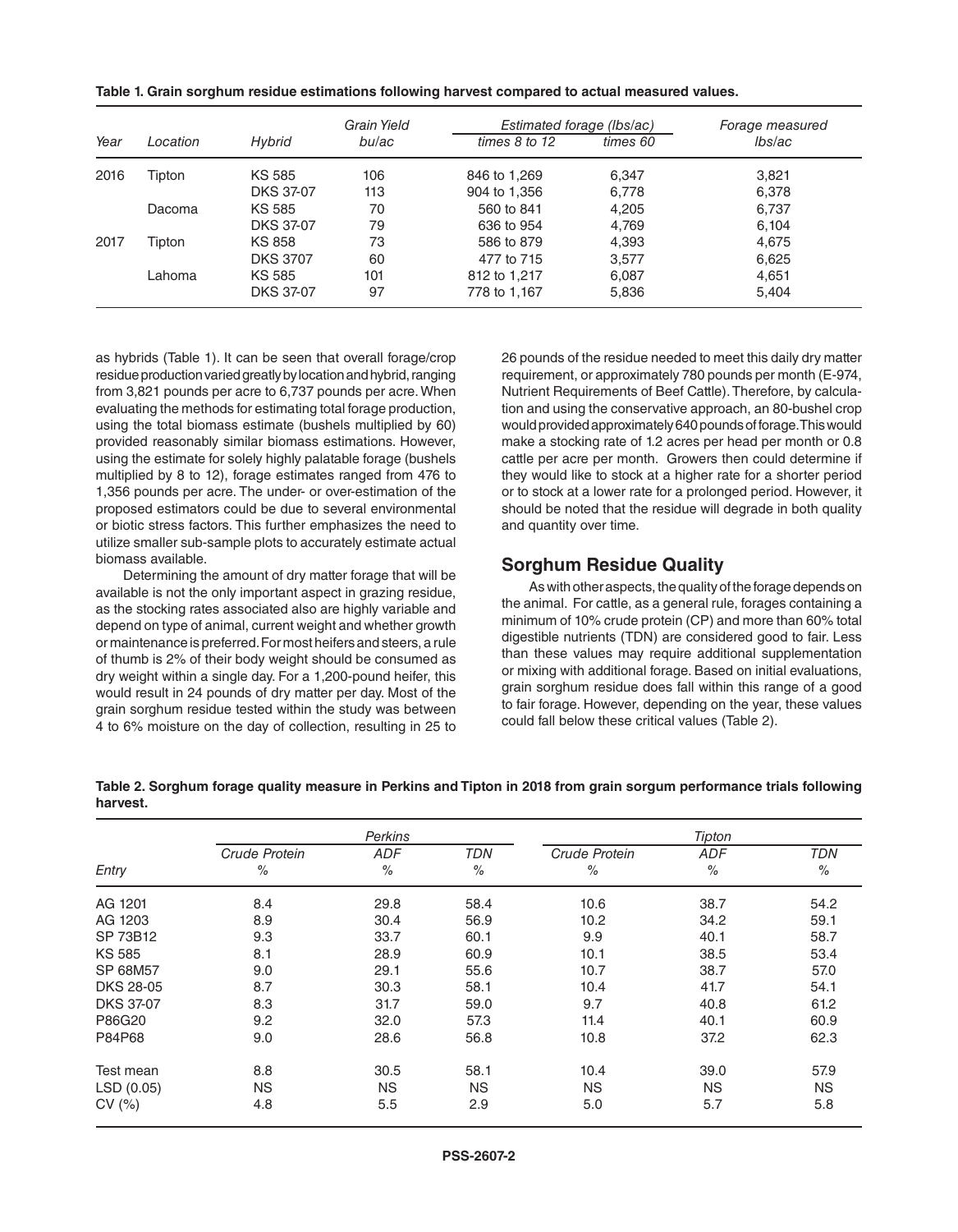**Table 1. Grain sorghum residue estimations following harvest compared to actual measured values.**

| Year | Location | Hybrid | Grain Yield bu/ac | Estimated forage (lbs/ac) times 8 to 12 | Estimated forage (lbs/ac) times 60 | Forage measured lbs/ac |
|---|---|---|---|---|---|---|
| 2016 | Tipton | KS 585 | 106 | 846 to 1,269 | 6,347 | 3,821 |
| | | DKS 37-07 | 113 | 904 to 1,356 | 6,778 | 6,378 |
| | Dacoma | KS 585 | 70 | 560 to 841 | 4,205 | 6,737 |
| | | DKS 37-07 | 79 | 636 to 954 | 4,769 | 6,104 |
| 2017 | Tipton | KS 858 | 73 | 586 to 879 | 4,393 | 4,675 |
| | | DKS 3707 | 60 | 477 to 715 | 3,577 | 6,625 |
| | Lahoma | KS 585 | 101 | 812 to 1,217 | 6,087 | 4,651 |
| | | DKS 37-07 | 97 | 778 to 1,167 | 5,836 | 5,404 |

as hybrids (Table 1). It can be seen that overall forage/crop residue production varied greatly by location and hybrid, ranging from 3,821 pounds per acre to 6,737 pounds per acre. When evaluating the methods for estimating total forage production, using the total biomass estimate (bushels multiplied by 60) provided reasonably similar biomass estimations. However, using the estimate for solely highly palatable forage (bushels multiplied by 8 to 12), forage estimates ranged from 476 to 1,356 pounds per acre. The under- or over-estimation of the proposed estimators could be due to several environmental or biotic stress factors. This further emphasizes the need to utilize smaller sub-sample plots to accurately estimate actual biomass available.

Determining the amount of dry matter forage that will be available is not the only important aspect in grazing residue, as the stocking rates associated also are highly variable and depend on type of animal, current weight and whether growth or maintenance is preferred. For most heifers and steers, a rule of thumb is 2% of their body weight should be consumed as dry weight within a single day. For a 1,200-pound heifer, this would result in 24 pounds of dry matter per day. Most of the grain sorghum residue tested within the study was between 4 to 6% moisture on the day of collection, resulting in 25 to 26 pounds of the residue needed to meet this daily dry matter requirement, or approximately 780 pounds per month (E-974, Nutrient Requirements of Beef Cattle). Therefore, by calculation and using the conservative approach, an 80-bushel crop would provided approximately 640 pounds of forage. This would make a stocking rate of 1.2 acres per head per month or 0.8 cattle per acre per month. Growers then could determine if they would like to stock at a higher rate for a shorter period or to stock at a lower rate for a prolonged period. However, it should be noted that the residue will degrade in both quality and quantity over time.

## Sorghum Residue Quality

As with other aspects, the quality of the forage depends on the animal. For cattle, as a general rule, forages containing a minimum of 10% crude protein (CP) and more than 60% total digestible nutrients (TDN) are considered good to fair. Less than these values may require additional supplementation or mixing with additional forage. Based on initial evaluations, grain sorghum residue does fall within this range of a good to fair forage. However, depending on the year, these values could fall below these critical values (Table 2).

**Table 2. Sorghum forage quality measure in Perkins and Tipton in 2018 from grain sorgum performance trials following harvest.**

| Entry | Perkins Crude Protein % | Perkins ADF % | Perkins TDN % | Tipton Crude Protein % | Tipton ADF % | Tipton TDN % |
|---|---|---|---|---|---|---|
| AG 1201 | 8.4 | 29.8 | 58.4 | 10.6 | 38.7 | 54.2 |
| AG 1203 | 8.9 | 30.4 | 56.9 | 10.2 | 34.2 | 59.1 |
| SP 73B12 | 9.3 | 33.7 | 60.1 | 9.9 | 40.1 | 58.7 |
| KS 585 | 8.1 | 28.9 | 60.9 | 10.1 | 38.5 | 53.4 |
| SP 68M57 | 9.0 | 29.1 | 55.6 | 10.7 | 38.7 | 57.0 |
| DKS 28-05 | 8.7 | 30.3 | 58.1 | 10.4 | 41.7 | 54.1 |
| DKS 37-07 | 8.3 | 31.7 | 59.0 | 9.7 | 40.8 | 61.2 |
| P86G20 | 9.2 | 32.0 | 57.3 | 11.4 | 40.1 | 60.9 |
| P84P68 | 9.0 | 28.6 | 56.8 | 10.8 | 37.2 | 62.3 |
| Test mean | 8.8 | 30.5 | 58.1 | 10.4 | 39.0 | 57.9 |
| LSD (0.05) | NS | NS | NS | NS | NS | NS |
| CV (%) | 4.8 | 5.5 | 2.9 | 5.0 | 5.7 | 5.8 |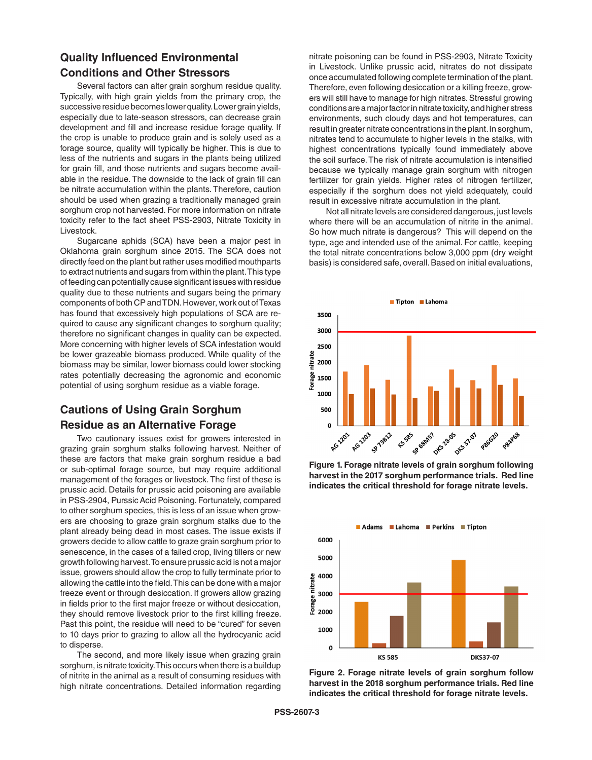## Quality Influenced Environmental Conditions and Other Stressors

Several factors can alter grain sorghum residue quality. Typically, with high grain yields from the primary crop, the successive residue becomes lower quality. Lower grain yields, especially due to late-season stressors, can decrease grain development and fill and increase residue forage quality. If the crop is unable to produce grain and is solely used as a forage source, quality will typically be higher. This is due to less of the nutrients and sugars in the plants being utilized for grain fill, and those nutrients and sugars become available in the residue. The downside to the lack of grain fill can be nitrate accumulation within the plants. Therefore, caution should be used when grazing a traditionally managed grain sorghum crop not harvested. For more information on nitrate toxicity refer to the fact sheet PSS-2903, Nitrate Toxicity in Livestock.

Sugarcane aphids (SCA) have been a major pest in Oklahoma grain sorghum since 2015. The SCA does not directly feed on the plant but rather uses modified mouthparts to extract nutrients and sugars from within the plant. This type of feeding can potentially cause significant issues with residue quality due to these nutrients and sugars being the primary components of both CP and TDN. However, work out of Texas has found that excessively high populations of SCA are required to cause any significant changes to sorghum quality; therefore no significant changes in quality can be expected. More concerning with higher levels of SCA infestation would be lower grazeable biomass produced. While quality of the biomass may be similar, lower biomass could lower stocking rates potentially decreasing the agronomic and economic potential of using sorghum residue as a viable forage.

## Cautions of Using Grain Sorghum Residue as an Alternative Forage

Two cautionary issues exist for growers interested in grazing grain sorghum stalks following harvest. Neither of these are factors that make grain sorghum residue a bad or sub-optimal forage source, but may require additional management of the forages or livestock. The first of these is prussic acid. Details for prussic acid poisoning are available in PSS-2904, Purssic Acid Poisoning. Fortunately, compared to other sorghum species, this is less of an issue when growers are choosing to graze grain sorghum stalks due to the plant already being dead in most cases. The issue exists if growers decide to allow cattle to graze grain sorghum prior to senescence, in the cases of a failed crop, living tillers or new growth following harvest. To ensure prussic acid is not a major issue, growers should allow the crop to fully terminate prior to allowing the cattle into the field. This can be done with a major freeze event or through desiccation. If growers allow grazing in fields prior to the first major freeze or without desiccation, they should remove livestock prior to the first killing freeze. Past this point, the residue will need to be "cured" for seven to 10 days prior to grazing to allow all the hydrocyanic acid to disperse.

The second, and more likely issue when grazing grain sorghum, is nitrate toxicity. This occurs when there is a buildup of nitrite in the animal as a result of consuming residues with high nitrate concentrations. Detailed information regarding nitrate poisoning can be found in PSS-2903, Nitrate Toxicity in Livestock. Unlike prussic acid, nitrates do not dissipate once accumulated following complete termination of the plant. Therefore, even following desiccation or a killing freeze, growers will still have to manage for high nitrates. Stressful growing conditions are a major factor in nitrate toxicity, and higher stress environments, such cloudy days and hot temperatures, can result in greater nitrate concentrations in the plant. In sorghum, nitrates tend to accumulate to higher levels in the stalks, with highest concentrations typically found immediately above the soil surface. The risk of nitrate accumulation is intensified because we typically manage grain sorghum with nitrogen fertilizer for grain yields. Higher rates of nitrogen fertilizer, especially if the sorghum does not yield adequately, could result in excessive nitrate accumulation in the plant.

Not all nitrate levels are considered dangerous, just levels where there will be an accumulation of nitrite in the animal. So how much nitrate is dangerous? This will depend on the type, age and intended use of the animal. For cattle, keeping the total nitrate concentrations below 3,000 ppm (dry weight basis) is considered safe, overall. Based on initial evaluations,

**Figure 1. Forage nitrate levels of grain sorghum following harvest in the 2017 sorghum performance trials. Red line indicates the critical threshold for forage nitrate levels.**

**Figure 2. Forage nitrate levels of grain sorghum follow harvest in the 2018 sorghum performance trials. Red line indicates the critical threshold for forage nitrate levels.**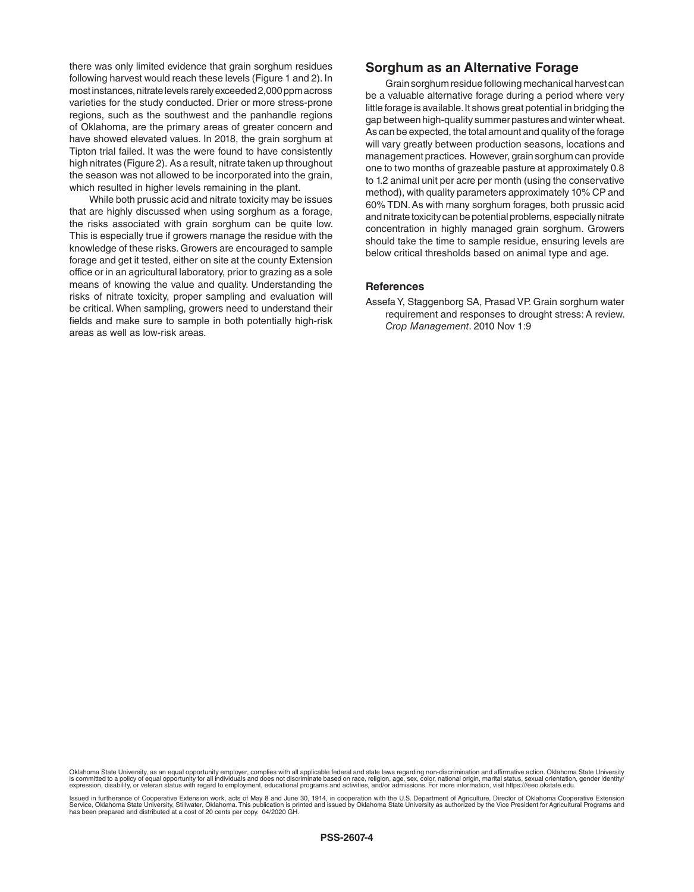there was only limited evidence that grain sorghum residues following harvest would reach these levels (Figure 1 and 2). In most instances, nitrate levels rarely exceeded 2,000 ppm across varieties for the study conducted. Drier or more stress-prone regions, such as the southwest and the panhandle regions of Oklahoma, are the primary areas of greater concern and have showed elevated values. In 2018, the grain sorghum at Tipton trial failed. It was the were found to have consistently high nitrates (Figure 2). As a result, nitrate taken up throughout the season was not allowed to be incorporated into the grain, which resulted in higher levels remaining in the plant.

While both prussic acid and nitrate toxicity may be issues that are highly discussed when using sorghum as a forage, the risks associated with grain sorghum can be quite low. This is especially true if growers manage the residue with the knowledge of these risks. Growers are encouraged to sample forage and get it tested, either on site at the county Extension office or in an agricultural laboratory, prior to grazing as a sole means of knowing the value and quality. Understanding the risks of nitrate toxicity, proper sampling and evaluation will be critical. When sampling, growers need to understand their fields and make sure to sample in both potentially high-risk areas as well as low-risk areas.

## Sorghum as an Alternative Forage

Grain sorghum residue following mechanical harvest can be a valuable alternative forage during a period where very little forage is available. It shows great potential in bridging the gap between high-quality summer pastures and winter wheat. As can be expected, the total amount and quality of the forage will vary greatly between production seasons, locations and management practices. However, grain sorghum can provide one to two months of grazeable pasture at approximately 0.8 to 1.2 animal unit per acre per month (using the conservative method), with quality parameters approximately 10% CP and 60% TDN. As with many sorghum forages, both prussic acid and nitrate toxicity can be potential problems, especially nitrate concentration in highly managed grain sorghum. Growers should take the time to sample residue, ensuring levels are below critical thresholds based on animal type and age.

### References

Assefa Y, Staggenborg SA, Prasad VP. Grain sorghum water requirement and responses to drought stress: A review. *Crop Management*. 2010 Nov 1:9

Oklahoma State University, as an equal opportunity employer, complies with all applicable federal and state laws regarding non-discrimination and affirmative action. Oklahoma State University is committed to a policy of equal opportunity for all individuals and does not discriminate based on race, religion, age, sex, color, national origin, marital status, sexual orientation, gender identity/expression, disability, or veteran status with regard to employment, educational programs and activities, and/or admissions. For more information, visit https:///eeo.okstate.edu.

Issued in furtherance of Cooperative Extension work, acts of May 8 and June 30, 1914, in cooperation with the U.S. Department of Agriculture, Director of Oklahoma Cooperative Extension Service, Oklahoma State University, Stillwater, Oklahoma. This publication is printed and issued by Oklahoma State University as authorized by the Vice President for Agricultural Programs and has been prepared and distributed at a cost of 20 cents per copy. 04/2020 GH.

PSS-2607-4